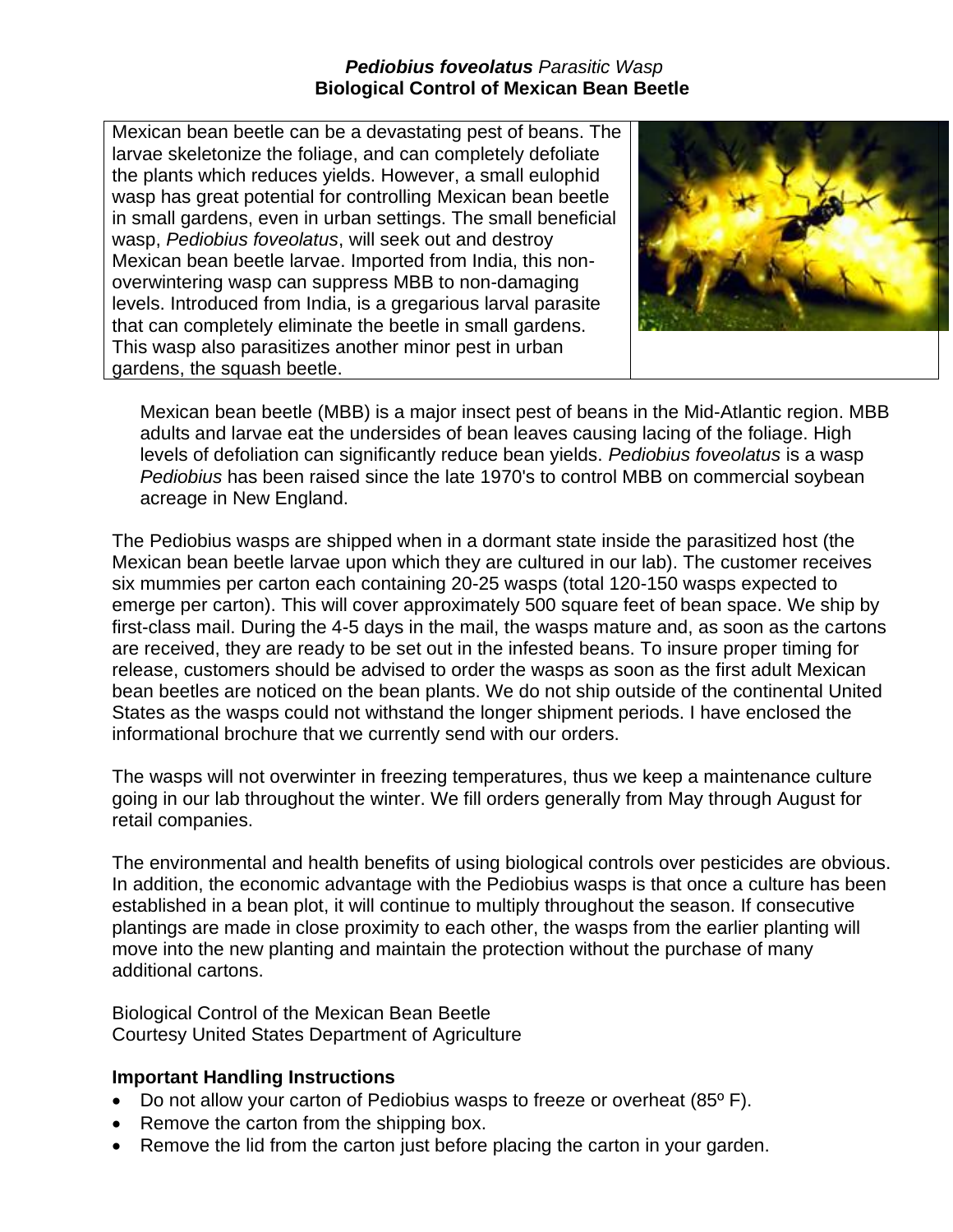***Pediobius foveolatus*** *Parasitic Wasp*
**Biological Control of Mexican Bean Beetle**

Mexican bean beetle can be a devastating pest of beans. The larvae skeletonize the foliage, and can completely defoliate the plants which reduces yields. However, a small eulophid wasp has great potential for controlling Mexican bean beetle in small gardens, even in urban settings. The small beneficial wasp, *Pediobius foveolatus*, will seek out and destroy Mexican bean beetle larvae. Imported from India, this non-overwintering wasp can suppress MBB to non-damaging levels. Introduced from India, is a gregarious larval parasite that can completely eliminate the beetle in small gardens. This wasp also parasitizes another minor pest in urban gardens, the squash beetle.

Mexican bean beetle (MBB) is a major insect pest of beans in the Mid-Atlantic region. MBB adults and larvae eat the undersides of bean leaves causing lacing of the foliage. High levels of defoliation can significantly reduce bean yields. *Pediobius foveolatus* is a wasp *Pediobius* has been raised since the late 1970's to control MBB on commercial soybean acreage in New England.

The Pediobius wasps are shipped when in a dormant state inside the parasitized host (the Mexican bean beetle larvae upon which they are cultured in our lab). The customer receives six mummies per carton each containing 20-25 wasps (total 120-150 wasps expected to emerge per carton). This will cover approximately 500 square feet of bean space. We ship by first-class mail. During the 4-5 days in the mail, the wasps mature and, as soon as the cartons are received, they are ready to be set out in the infested beans. To insure proper timing for release, customers should be advised to order the wasps as soon as the first adult Mexican bean beetles are noticed on the bean plants. We do not ship outside of the continental United States as the wasps could not withstand the longer shipment periods. I have enclosed the informational brochure that we currently send with our orders.

The wasps will not overwinter in freezing temperatures, thus we keep a maintenance culture going in our lab throughout the winter. We fill orders generally from May through August for retail companies.

The environmental and health benefits of using biological controls over pesticides are obvious. In addition, the economic advantage with the Pediobius wasps is that once a culture has been established in a bean plot, it will continue to multiply throughout the season. If consecutive plantings are made in close proximity to each other, the wasps from the earlier planting will move into the new planting and maintain the protection without the purchase of many additional cartons.

Biological Control of the Mexican Bean Beetle
Courtesy United States Department of Agriculture

**Important Handling Instructions**

- Do not allow your carton of Pediobius wasps to freeze or overheat (85º F).
- Remove the carton from the shipping box.
- Remove the lid from the carton just before placing the carton in your garden.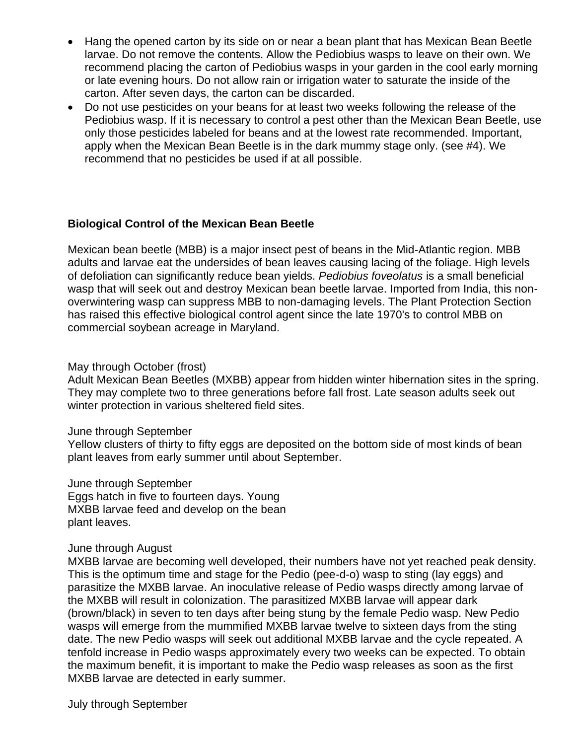- Hang the opened carton by its side on or near a bean plant that has Mexican Bean Beetle larvae. Do not remove the contents. Allow the Pediobius wasps to leave on their own. We recommend placing the carton of Pediobius wasps in your garden in the cool early morning or late evening hours. Do not allow rain or irrigation water to saturate the inside of the carton. After seven days, the carton can be discarded.
- Do not use pesticides on your beans for at least two weeks following the release of the Pediobius wasp. If it is necessary to control a pest other than the Mexican Bean Beetle, use only those pesticides labeled for beans and at the lowest rate recommended. Important, apply when the Mexican Bean Beetle is in the dark mummy stage only. (see #4). We recommend that no pesticides be used if at all possible.

**Biological Control of the Mexican Bean Beetle**

Mexican bean beetle (MBB) is a major insect pest of beans in the Mid-Atlantic region. MBB adults and larvae eat the undersides of bean leaves causing lacing of the foliage. High levels of defoliation can significantly reduce bean yields. *Pediobius foveolatus* is a small beneficial wasp that will seek out and destroy Mexican bean beetle larvae. Imported from India, this non-overwintering wasp can suppress MBB to non-damaging levels. The Plant Protection Section has raised this effective biological control agent since the late 1970's to control MBB on commercial soybean acreage in Maryland.

May through October (frost)
Adult Mexican Bean Beetles (MXBB) appear from hidden winter hibernation sites in the spring. They may complete two to three generations before fall frost. Late season adults seek out winter protection in various sheltered field sites.

June through September
Yellow clusters of thirty to fifty eggs are deposited on the bottom side of most kinds of bean plant leaves from early summer until about September.

June through September
Eggs hatch in five to fourteen days. Young MXBB larvae feed and develop on the bean plant leaves.

June through August
MXBB larvae are becoming well developed, their numbers have not yet reached peak density. This is the optimum time and stage for the Pedio (pee-d-o) wasp to sting (lay eggs) and parasitize the MXBB larvae. An inoculative release of Pedio wasps directly among larvae of the MXBB will result in colonization. The parasitized MXBB larvae will appear dark (brown/black) in seven to ten days after being stung by the female Pedio wasp. New Pedio wasps will emerge from the mummified MXBB larvae twelve to sixteen days from the sting date. The new Pedio wasps will seek out additional MXBB larvae and the cycle repeated. A tenfold increase in Pedio wasps approximately every two weeks can be expected. To obtain the maximum benefit, it is important to make the Pedio wasp releases as soon as the first MXBB larvae are detected in early summer.

July through September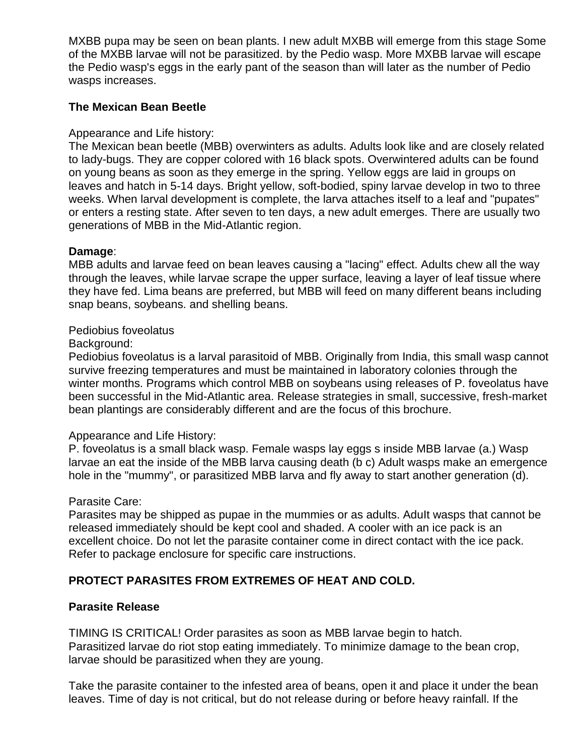MXBB pupa may be seen on bean plants. I new adult MXBB will emerge from this stage Some of the MXBB larvae will not be parasitized. by the Pedio wasp. More MXBB larvae will escape the Pedio wasp's eggs in the early pant of the season than will later as the number of Pedio wasps increases.

**The Mexican Bean Beetle**

Appearance and Life history:
The Mexican bean beetle (MBB) overwinters as adults. Adults look like and are closely related to lady-bugs. They are copper colored with 16 black spots. Overwintered adults can be found on young beans as soon as they emerge in the spring. Yellow eggs are laid in groups on leaves and hatch in 5-14 days. Bright yellow, soft-bodied, spiny larvae develop in two to three weeks. When larval development is complete, the larva attaches itself to a leaf and "pupates" or enters a resting state. After seven to ten days, a new adult emerges. There are usually two generations of MBB in the Mid-Atlantic region.

**Damage**:
MBB adults and larvae feed on bean leaves causing a "lacing" effect. Adults chew all the way through the leaves, while larvae scrape the upper surface, leaving a layer of leaf tissue where they have fed. Lima beans are preferred, but MBB will feed on many different beans including snap beans, soybeans. and shelling beans.

Pediobius foveolatus
Background:
Pediobius foveolatus is a larval parasitoid of MBB. Originally from India, this small wasp cannot survive freezing temperatures and must be maintained in laboratory colonies through the winter months. Programs which control MBB on soybeans using releases of P. foveolatus have been successful in the Mid-Atlantic area. Release strategies in small, successive, fresh-market bean plantings are considerably different and are the focus of this brochure.

Appearance and Life History:
P. foveolatus is a small black wasp. Female wasps lay eggs s inside MBB larvae (a.) Wasp larvae an eat the inside of the MBB larva causing death (b c) Adult wasps make an emergence hole in the "mummy", or parasitized MBB larva and fly away to start another generation (d).

Parasite Care:
Parasites may be shipped as pupae in the mummies or as adults. AduIt wasps that cannot be released immediately should be kept cool and shaded. A cooler with an ice pack is an excellent choice. Do not let the parasite container come in direct contact with the ice pack. Refer to package enclosure for specific care instructions.

**PROTECT PARASITES FROM EXTREMES OF HEAT AND COLD.**

**Parasite Release**

TIMING IS CRITICAL! Order parasites as soon as MBB larvae begin to hatch.
Parasitized larvae do riot stop eating immediately. To minimize damage to the bean crop, larvae should be parasitized when they are young.

Take the parasite container to the infested area of beans, open it and place it under the bean leaves. Time of day is not critical, but do not release during or before heavy rainfall. If the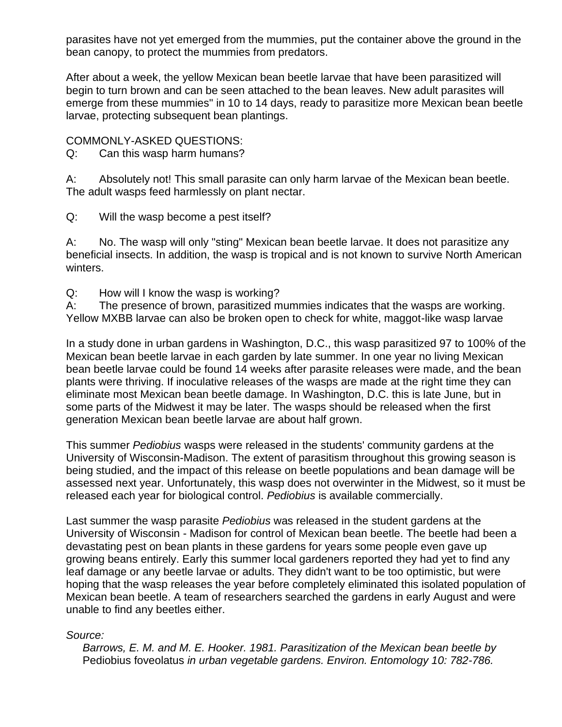parasites have not yet emerged from the mummies, put the container above the ground in the bean canopy, to protect the mummies from predators.

After about a week, the yellow Mexican bean beetle larvae that have been parasitized will begin to turn brown and can be seen attached to the bean leaves. New adult parasites will emerge from these mummies" in 10 to 14 days, ready to parasitize more Mexican bean beetle larvae, protecting subsequent bean plantings.

COMMONLY-ASKED QUESTIONS:

Q: Can this wasp harm humans?

A: Absolutely not! This small parasite can only harm larvae of the Mexican bean beetle. The adult wasps feed harmlessly on plant nectar.

Q: Will the wasp become a pest itself?

A: No. The wasp will only "sting" Mexican bean beetle larvae. It does not parasitize any beneficial insects. In addition, the wasp is tropical and is not known to survive North American winters.

Q: How will I know the wasp is working?

A: The presence of brown, parasitized mummies indicates that the wasps are working. Yellow MXBB larvae can also be broken open to check for white, maggot-like wasp larvae

In a study done in urban gardens in Washington, D.C., this wasp parasitized 97 to 100% of the Mexican bean beetle larvae in each garden by late summer. In one year no living Mexican bean beetle larvae could be found 14 weeks after parasite releases were made, and the bean plants were thriving. If inoculative releases of the wasps are made at the right time they can eliminate most Mexican bean beetle damage. In Washington, D.C. this is late June, but in some parts of the Midwest it may be later. The wasps should be released when the first generation Mexican bean beetle larvae are about half grown.

This summer *Pediobius* wasps were released in the students' community gardens at the University of Wisconsin-Madison. The extent of parasitism throughout this growing season is being studied, and the impact of this release on beetle populations and bean damage will be assessed next year. Unfortunately, this wasp does not overwinter in the Midwest, so it must be released each year for biological control. *Pediobius* is available commercially.

Last summer the wasp parasite *Pediobius* was released in the student gardens at the University of Wisconsin - Madison for control of Mexican bean beetle. The beetle had been a devastating pest on bean plants in these gardens for years some people even gave up growing beans entirely. Early this summer local gardeners reported they had yet to find any leaf damage or any beetle larvae or adults. They didn't want to be too optimistic, but were hoping that the wasp releases the year before completely eliminated this isolated population of Mexican bean beetle. A team of researchers searched the gardens in early August and were unable to find any beetles either.

*Source:*

*Barrows, E. M. and M. E. Hooker. 1981. Parasitization of the Mexican bean beetle by* Pediobius foveolatus *in urban vegetable gardens. Environ. Entomology 10: 782-786.*